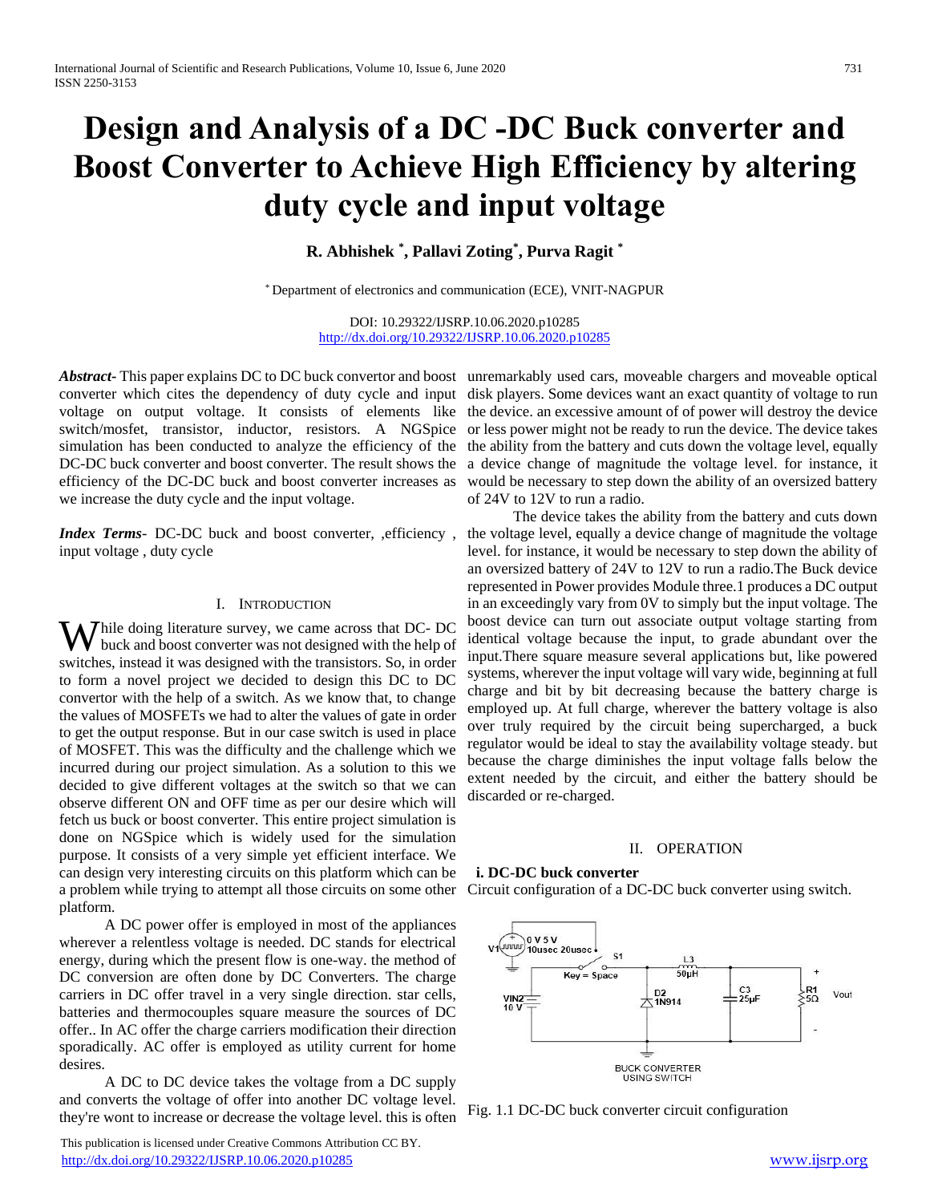# Design and Analysis of a DC -DC Buck converter and Boost Converter to Achieve High Efficiency by altering duty cycle and input voltage

**R. Abhishek [*], Pallavi Zoting[*], Purva Ragit [*]**

[*] Department of electronics and communication (ECE), VNIT-NAGPUR

DOI: 10.29322/IJSRP.10.06.2020.p10285
http://dx.doi.org/10.29322/IJSRP.10.06.2020.p10285

***Abstract-*** This paper explains DC to DC buck convertor and boost converter which cites the dependency of duty cycle and input voltage on output voltage. It consists of elements like switch/mosfet, transistor, inductor, resistors. A NGSpice simulation has been conducted to analyze the efficiency of the DC-DC buck converter and boost converter. The result shows the efficiency of the DC-DC buck and boost converter increases as we increase the duty cycle and the input voltage.

***Index Terms-*** DC-DC buck and boost converter, ,efficiency , input voltage , duty cycle

## I. Introduction

While doing literature survey, we came across that DC- DC buck and boost converter was not designed with the help of switches, instead it was designed with the transistors. So, in order to form a novel project we decided to design this DC to DC convertor with the help of a switch. As we know that, to change the values of MOSFETs we had to alter the values of gate in order to get the output response. But in our case switch is used in place of MOSFET. This was the difficulty and the challenge which we incurred during our project simulation. As a solution to this we decided to give different voltages at the switch so that we can observe different ON and OFF time as per our desire which will fetch us buck or boost converter. This entire project simulation is done on NGSpice which is widely used for the simulation purpose. It consists of a very simple yet efficient interface. We can design very interesting circuits on this platform which can be a problem while trying to attempt all those circuits on some other platform.

A DC power offer is employed in most of the appliances wherever a relentless voltage is needed. DC stands for electrical energy, during which the present flow is one-way. the method of DC conversion are often done by DC Converters. The charge carriers in DC offer travel in a very single direction. star cells, batteries and thermocouples square measure the sources of DC offer.. In AC offer the charge carriers modification their direction sporadically. AC offer is employed as utility current for home desires.

A DC to DC device takes the voltage from a DC supply and converts the voltage of offer into another DC voltage level. they're wont to increase or decrease the voltage level. this is often unremarkably used cars, moveable chargers and moveable optical disk players. Some devices want an exact quantity of voltage to run the device. an excessive amount of of power will destroy the device or less power might not be ready to run the device. The device takes the ability from the battery and cuts down the voltage level, equally a device change of magnitude the voltage level. for instance, it would be necessary to step down the ability of an oversized battery of 24V to 12V to run a radio.

The device takes the ability from the battery and cuts down the voltage level, equally a device change of magnitude the voltage level. for instance, it would be necessary to step down the ability of an oversized battery of 24V to 12V to run a radio.The Buck device represented in Power provides Module three.1 produces a DC output in an exceedingly vary from 0V to simply but the input voltage. The boost device can turn out associate output voltage starting from identical voltage because the input, to grade abundant over the input.There square measure several applications but, like powered systems, wherever the input voltage will vary wide, beginning at full charge and bit by bit decreasing because the battery charge is employed up. At full charge, wherever the battery voltage is also over truly required by the circuit being supercharged, a buck regulator would be ideal to stay the availability voltage steady. but because the charge diminishes the input voltage falls below the extent needed by the circuit, and either the battery should be discarded or re-charged.

## II. Operation

### i. DC-DC buck converter

Circuit configuration of a DC-DC buck converter using switch.

Fig. 1.1 DC-DC buck converter circuit configuration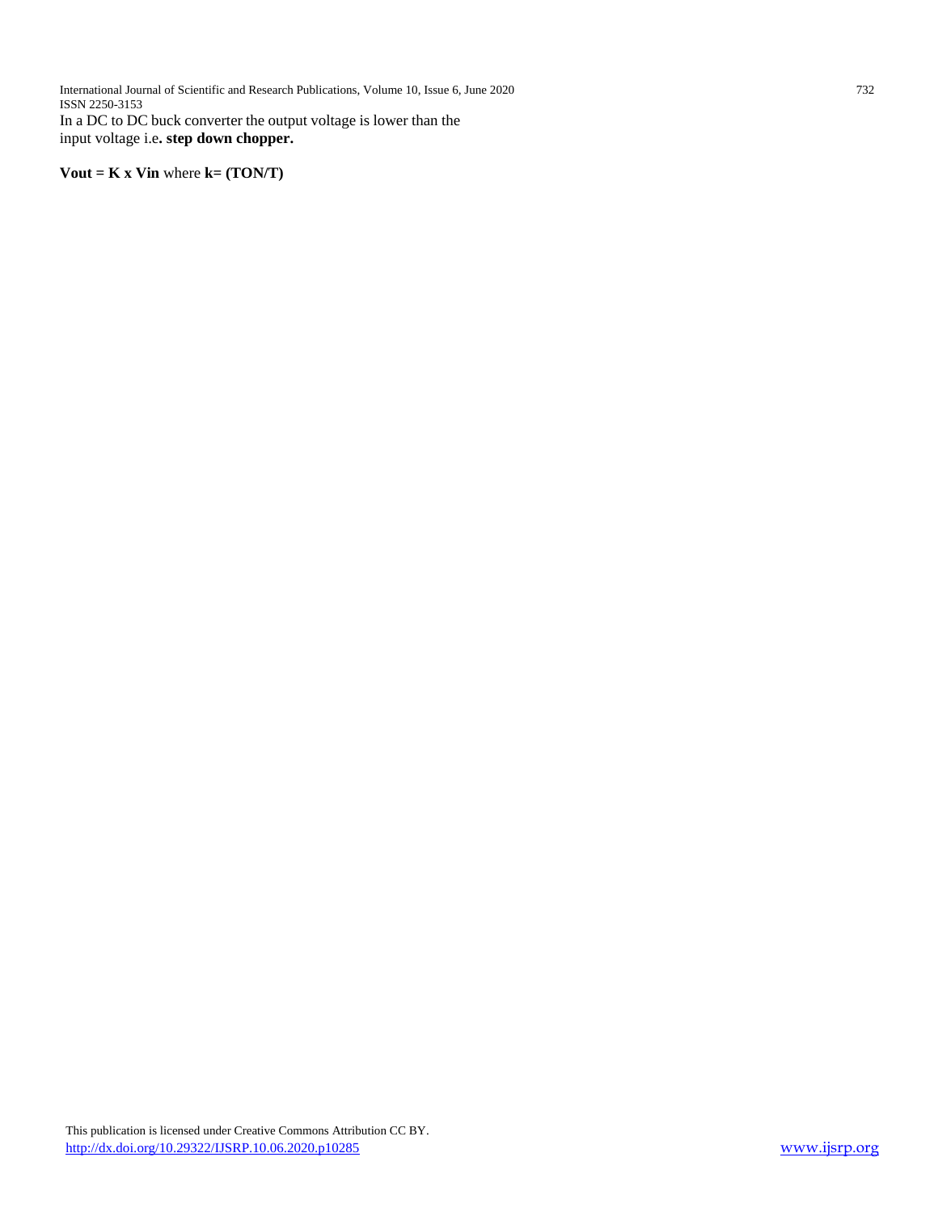In a DC to DC buck converter the output voltage is lower than the input voltage i.e**. step down chopper.**

**Vout = K x Vin** where **k= (TON/T)**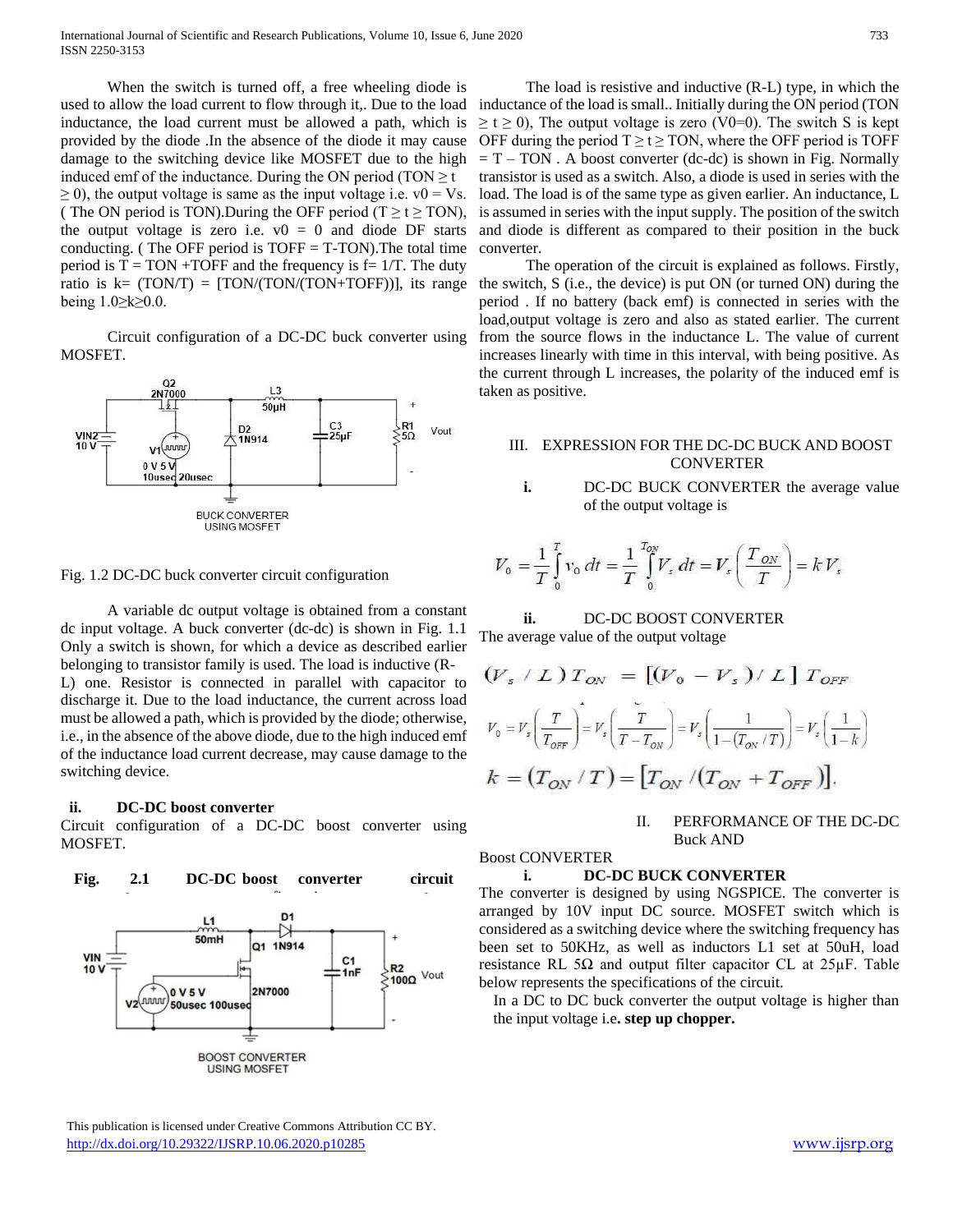When the switch is turned off, a free wheeling diode is used to allow the load current to flow through it,. Due to the load inductance, the load current must be allowed a path, which is provided by the diode .In the absence of the diode it may cause damage to the switching device like MOSFET due to the high induced emf of the inductance. During the ON period ($TON \geq t \geq 0$), the output voltage is same as the input voltage i.e. $v0 = Vs$. ( The ON period is TON).During the OFF period ($T \geq t \geq TON$), the output voltage is zero i.e. $v0 = 0$ and diode DF starts conducting. ( The OFF period is TOFF = T-TON).The total time period is T = TON +TOFF and the frequency is f= 1/T. The duty ratio is k= (TON/T) = [TON/(TON/(TON+TOFF))], its range being $1.0 \geq k \geq 0.0$.

Circuit configuration of a DC-DC buck converter using MOSFET.

Fig. 1.2 DC-DC buck converter circuit configuration

A variable dc output voltage is obtained from a constant dc input voltage. A buck converter (dc-dc) is shown in Fig. 1.1 Only a switch is shown, for which a device as described earlier belonging to transistor family is used. The load is inductive (R-L) one. Resistor is connected in parallel with capacitor to discharge it. Due to the load inductance, the current across load must be allowed a path, which is provided by the diode; otherwise, i.e., in the absence of the above diode, due to the high induced emf of the inductance load current decrease, may cause damage to the switching device.

### ii. DC-DC boost converter

Circuit configuration of a DC-DC boost converter using MOSFET.

**Fig. 2.1 DC-DC boost converter circuit**

The load is resistive and inductive (R-L) type, in which the inductance of the load is small.. Initially during the ON period ($TON \geq t \geq 0$), The output voltage is zero (V0=0). The switch S is kept OFF during the period $T \geq t \geq TON$, where the OFF period is TOFF = T – TON . A boost converter (dc-dc) is shown in Fig. Normally transistor is used as a switch. Also, a diode is used in series with the load. The load is of the same type as given earlier. An inductance, L is assumed in series with the input supply. The position of the switch and diode is different as compared to their position in the buck converter.

The operation of the circuit is explained as follows. Firstly, the switch, S (i.e., the device) is put ON (or turned ON) during the period . If no battery (back emf) is connected in series with the load,output voltage is zero and also as stated earlier. The current from the source flows in the inductance L. The value of current increases linearly with time in this interval, with being positive. As the current through L increases, the polarity of the induced emf is taken as positive.

## III. EXPRESSION FOR THE DC-DC BUCK AND BOOST CONVERTER

**i.** DC-DC BUCK CONVERTER the average value of the output voltage is

$$V_0 = \frac{1}{T}\int_0^T v_0\,dt = \frac{1}{T}\int_0^{T_{ON}} V_s\,dt = V_s\left(\frac{T_{ON}}{T}\right) = k\,V_s$$

**ii.** DC-DC BOOST CONVERTER

The average value of the output voltage

$$(V_s / L)\,T_{ON} = [(V_0 - V_s)/L]\,T_{OFF}$$

$$V_0 = V_s\left(\frac{T}{T_{OFF}}\right) = V_s\left(\frac{T}{T - T_{ON}}\right) = V_s\left(\frac{1}{1-(T_{ON}/T)}\right) = V_s\left(\frac{1}{1-k}\right)$$

$$k = (T_{ON}/T) = [T_{ON}/(T_{ON} + T_{OFF})].$$

## II. PERFORMANCE OF THE DC-DC Buck AND Boost CONVERTER

### i. DC-DC BUCK CONVERTER

The converter is designed by using NGSPICE. The converter is arranged by 10V input DC source. MOSFET switch which is considered as a switching device where the switching frequency has been set to 50KHz, as well as inductors L1 set at 50uH, load resistance RL 5Ω and output filter capacitor CL at 25μF. Table below represents the specifications of the circuit.

In a DC to DC buck converter the output voltage is higher than the input voltage i.e**. step up chopper.**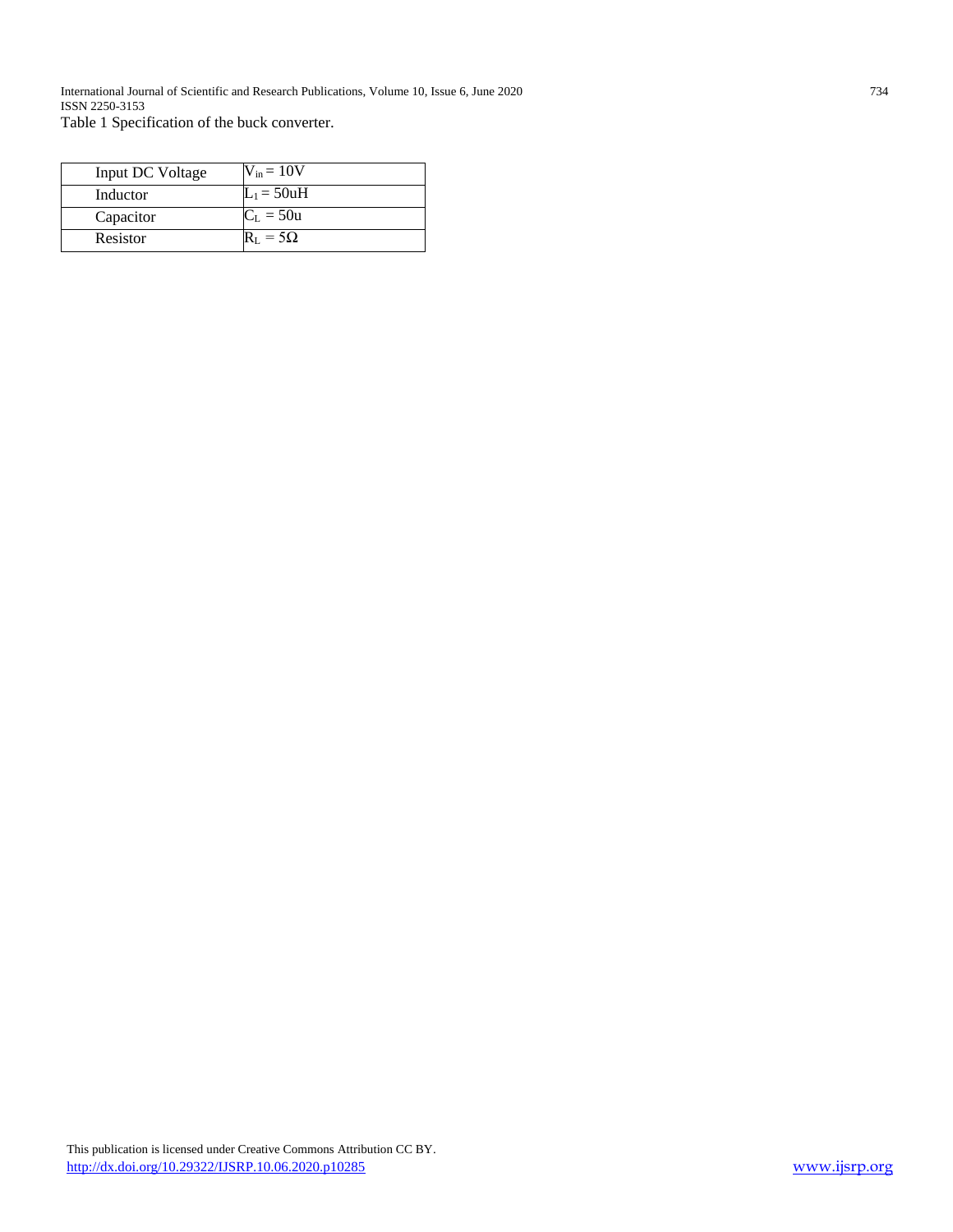Table 1 Specification of the buck converter.

| Input DC Voltage | $V_{in} = 10V$ |
|---|---|
| Inductor | $L_1 = 50uH$ |
| Capacitor | $C_L = 50u$ |
| Resistor | $R_L = 5\Omega$ |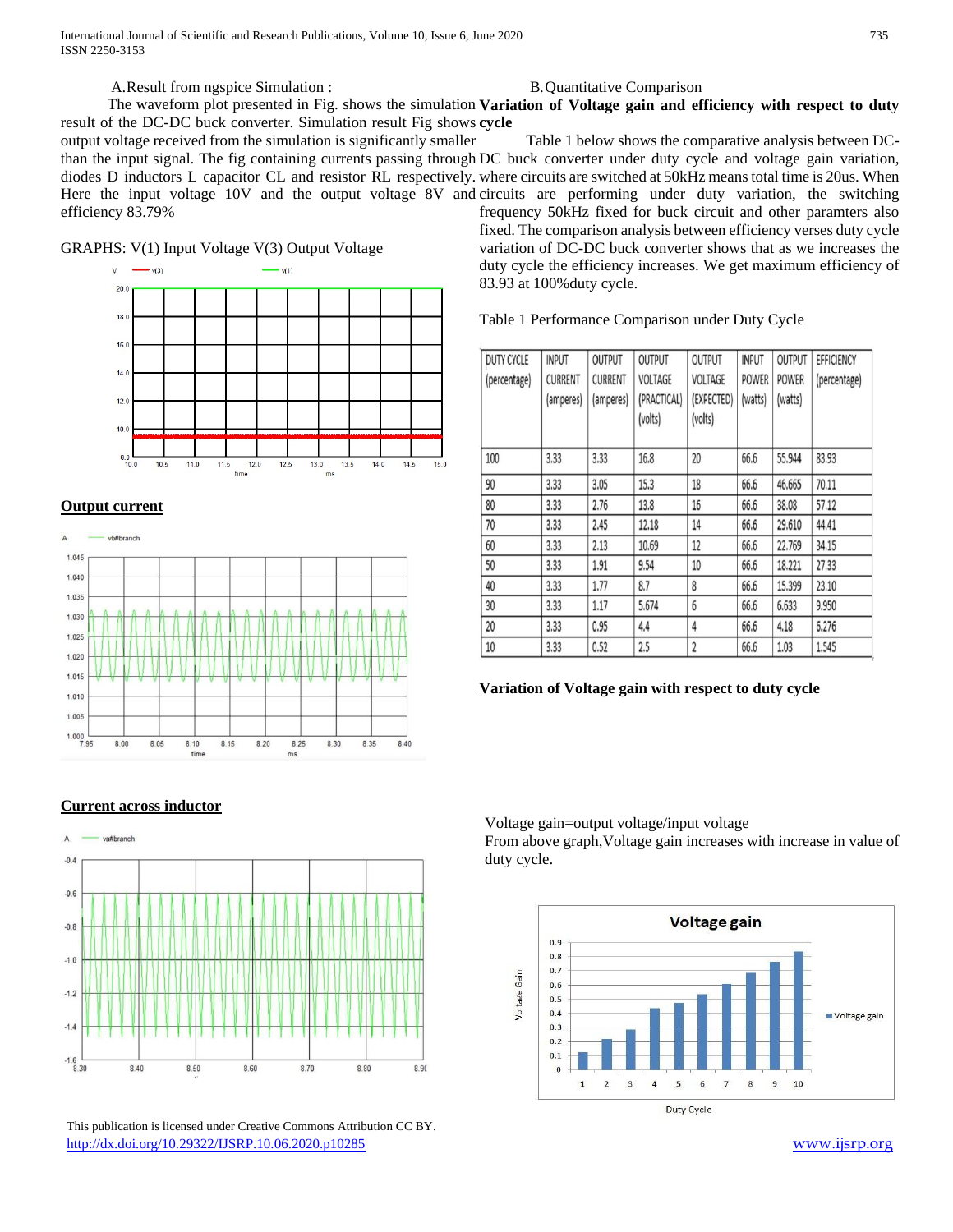A.Result from ngspice Simulation :

The waveform plot presented in Fig. shows the simulation result of the DC-DC buck converter. Simulation result Fig shows output voltage received from the simulation is significantly smaller than the input signal. The fig containing currents passing through diodes D inductors L capacitor CL and resistor RL respectively. Here the input voltage 10V and the output voltage 8V and efficiency 83.79%

GRAPHS: V(1) Input Voltage V(3) Output Voltage

**Output current**

**Current across inductor**

B.Quantitative Comparison

**Variation of Voltage gain and efficiency with respect to duty cycle**

Table 1 below shows the comparative analysis between DC-DC buck converter under duty cycle and voltage gain variation, where circuits are switched at 50kHz means total time is 20us. When circuits are performing under duty variation, the switching frequency 50kHz fixed for buck circuit and other paramters also fixed. The comparison analysis between efficiency verses duty cycle variation of DC-DC buck converter shows that as we increases the duty cycle the efficiency increases. We get maximum efficiency of 83.93 at 100%duty cycle.

Table 1 Performance Comparison under Duty Cycle

| DUTY CYCLE (percentage) | INPUT CURRENT (amperes) | OUTPUT CURRENT (amperes) | OUTPUT VOLTAGE (PRACTICAL) (volts) | OUTPUT VOLTAGE (EXPECTED) (volts) | INPUT POWER (watts) | OUTPUT POWER (watts) | EFFICIENCY (percentage) |
|---|---|---|---|---|---|---|---|
| 100 | 3.33 | 3.33 | 16.8 | 20 | 66.6 | 55.944 | 83.93 |
| 90 | 3.33 | 3.05 | 15.3 | 18 | 66.6 | 46.665 | 70.11 |
| 80 | 3.33 | 2.76 | 13.8 | 16 | 66.6 | 38.08 | 57.12 |
| 70 | 3.33 | 2.45 | 12.18 | 14 | 66.6 | 29.610 | 44.41 |
| 60 | 3.33 | 2.13 | 10.69 | 12 | 66.6 | 22.769 | 34.15 |
| 50 | 3.33 | 1.91 | 9.54 | 10 | 66.6 | 18.221 | 27.33 |
| 40 | 3.33 | 1.77 | 8.7 | 8 | 66.6 | 15.399 | 23.10 |
| 30 | 3.33 | 1.17 | 5.674 | 6 | 66.6 | 6.633 | 9.950 |
| 20 | 3.33 | 0.95 | 4.4 | 4 | 66.6 | 4.18 | 6.276 |
| 10 | 3.33 | 0.52 | 2.5 | 2 | 66.6 | 1.03 | 1.545 |

**Variation of Voltage gain with respect to duty cycle**

Voltage gain=output voltage/input voltage
From above graph,Voltage gain increases with increase in value of duty cycle.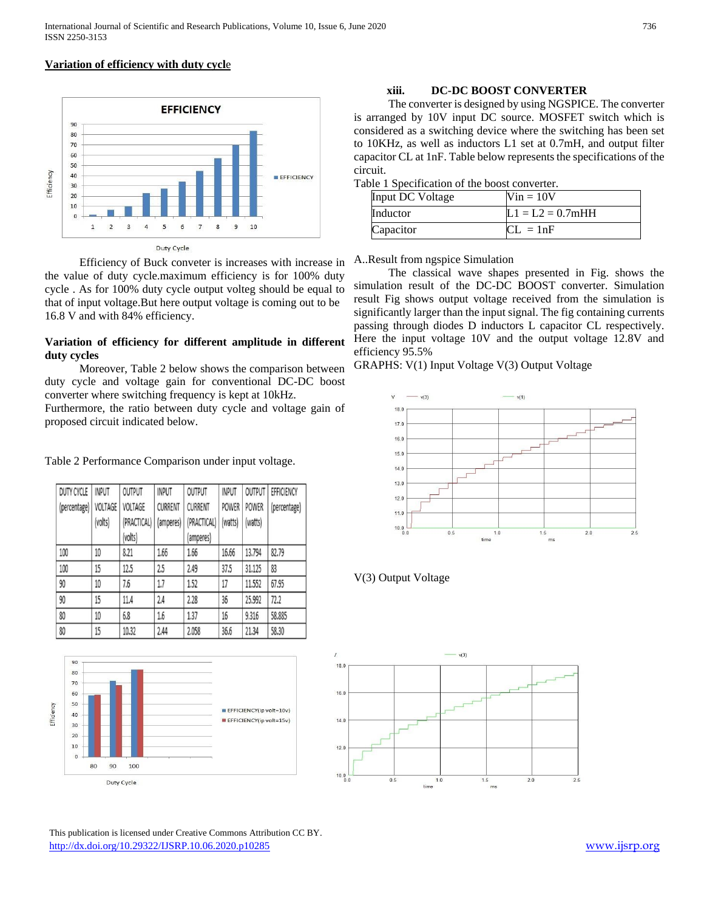**Variation of efficiency with duty cycle**

Efficiency of Buck conveter is increases with increase in the value of duty cycle.maximum efficiency is for 100% duty cycle . As for 100% duty cycle output volteg should be equal to that of input voltage.But here output voltage is coming out to be 16.8 V and with 84% efficiency.

**Variation of efficiency for different amplitude in different duty cycles**

Moreover, Table 2 below shows the comparison between duty cycle and voltage gain for conventional DC-DC boost converter where switching frequency is kept at 10kHz.
Furthermore, the ratio between duty cycle and voltage gain of proposed circuit indicated below.

Table 2 Performance Comparison under input voltage.

| DUTY CYCLE (percentage) | INPUT VOLTAGE (volts) | OUTPUT VOLTAGE (PRACTICAL) (volts) | INPUT CURRENT (amperes) | OUTPUT CURRENT (PRACTICAL) (amperes) | INPUT POWER (watts) | OUTPUT POWER (watts) | EFFICIENCY (percentage) |
|---|---|---|---|---|---|---|---|
| 100 | 10 | 8.21 | 1.66 | 1.66 | 16.66 | 13.794 | 82.79 |
| 100 | 15 | 12.5 | 2.5 | 2.49 | 37.5 | 31.125 | 83 |
| 90 | 10 | 7.6 | 1.7 | 1.52 | 17 | 11.552 | 67.95 |
| 90 | 15 | 11.4 | 2.4 | 2.28 | 36 | 25.992 | 72.2 |
| 80 | 10 | 6.8 | 1.6 | 1.37 | 16 | 9.316 | 58.885 |
| 80 | 15 | 10.32 | 2.44 | 2.058 | 36.6 | 21.34 | 58.30 |

### xiii. DC-DC BOOST CONVERTER

The converter is designed by using NGSPICE. The converter is arranged by 10V input DC source. MOSFET switch which is considered as a switching device where the switching has been set to 10KHz, as well as inductors L1 set at 0.7mH, and output filter capacitor CL at 1nF. Table below represents the specifications of the circuit.

Table 1 Specification of the boost converter.

| Input DC Voltage | Vin = 10V |
|---|---|
| Inductor | L1 = L2 = 0.7mHH |
| Capacitor | CL = 1nF |

A..Result from ngspice Simulation

The classical wave shapes presented in Fig. shows the simulation result of the DC-DC BOOST converter. Simulation result Fig shows output voltage received from the simulation is significantly larger than the input signal. The fig containing currents passing through diodes D inductors L capacitor CL respectively. Here the input voltage 10V and the output voltage 12.8V and efficiency 95.5%

GRAPHS: V(1) Input Voltage V(3) Output Voltage

V(3) Output Voltage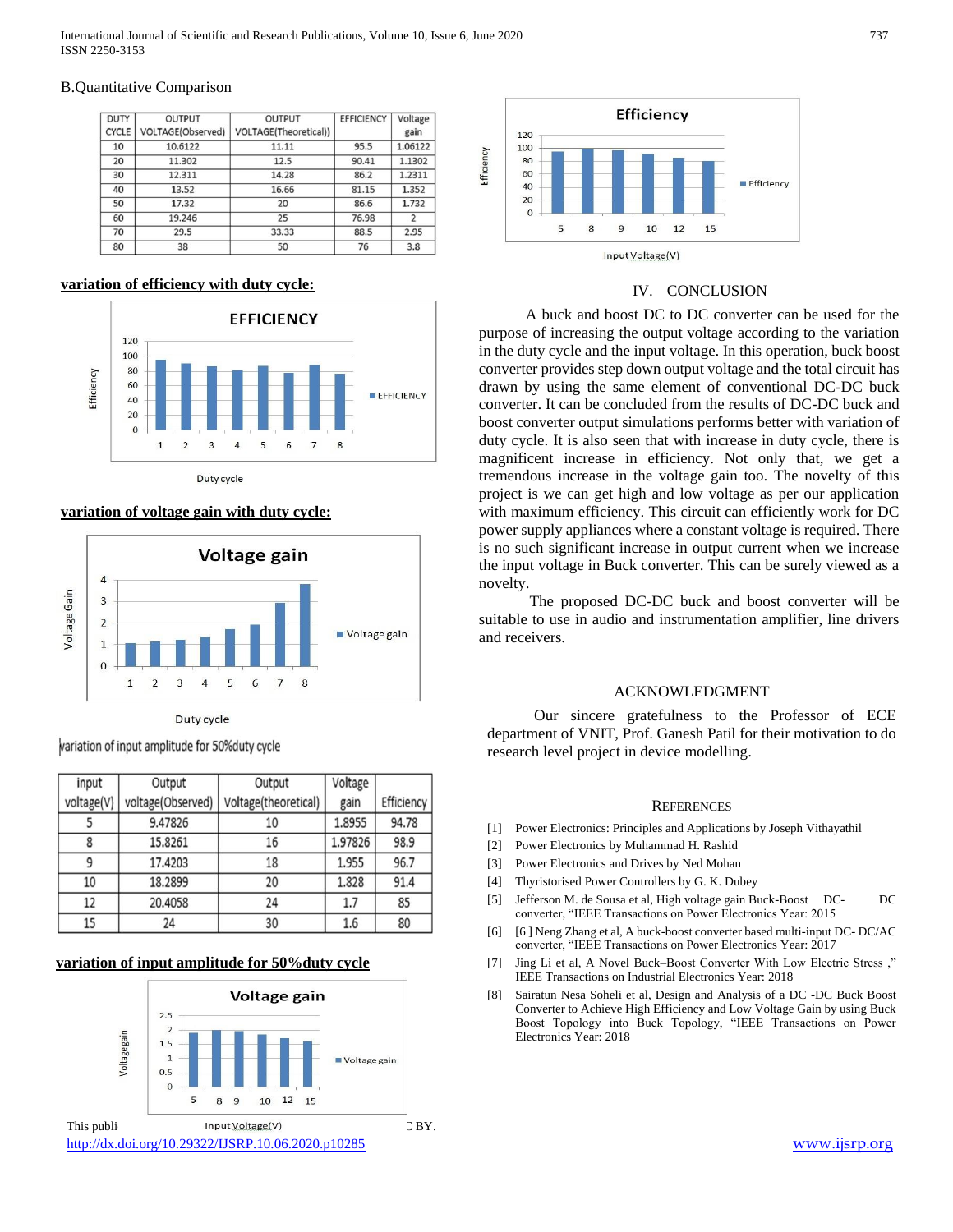B.Quantitative Comparison

| DUTY CYCLE | OUTPUT VOLTAGE(Observed) | OUTPUT VOLTAGE(Theoretical)) | EFFICIENCY | Voltage gain |
|---|---|---|---|---|
| 10 | 10.6122 | 11.11 | 95.5 | 1.06122 |
| 20 | 11.302 | 12.5 | 90.41 | 1.1302 |
| 30 | 12.311 | 14.28 | 86.2 | 1.2311 |
| 40 | 13.52 | 16.66 | 81.15 | 1.352 |
| 50 | 17.32 | 20 | 86.6 | 1.732 |
| 60 | 19.246 | 25 | 76.98 | 2 |
| 70 | 29.5 | 33.33 | 88.5 | 2.95 |
| 80 | 38 | 50 | 76 | 3.8 |

**variation of efficiency with duty cycle:**

**variation of voltage gain with duty cycle:**

variation of input amplitude for 50%duty cycle

| input voltage(V) | Output voltage(Observed) | Output Voltage(theoretical) | Voltage gain | Efficiency |
|---|---|---|---|---|
| 5 | 9.47826 | 10 | 1.8955 | 94.78 |
| 8 | 15.8261 | 16 | 1.97826 | 98.9 |
| 9 | 17.4203 | 18 | 1.955 | 96.7 |
| 10 | 18.2899 | 20 | 1.828 | 91.4 |
| 12 | 20.4058 | 24 | 1.7 | 85 |
| 15 | 24 | 30 | 1.6 | 80 |

**variation of input amplitude for 50%duty cycle**

## IV. CONCLUSION

A buck and boost DC to DC converter can be used for the purpose of increasing the output voltage according to the variation in the duty cycle and the input voltage. In this operation, buck boost converter provides step down output voltage and the total circuit has drawn by using the same element of conventional DC-DC buck converter. It can be concluded from the results of DC-DC buck and boost converter output simulations performs better with variation of duty cycle. It is also seen that with increase in duty cycle, there is magnificent increase in efficiency. Not only that, we get a tremendous increase in the voltage gain too. The novelty of this project is we can get high and low voltage as per our application with maximum efficiency. This circuit can efficiently work for DC power supply appliances where a constant voltage is required. There is no such significant increase in output current when we increase the input voltage in Buck converter. This can be surely viewed as a novelty.

The proposed DC-DC buck and boost converter will be suitable to use in audio and instrumentation amplifier, line drivers and receivers.

## ACKNOWLEDGMENT

Our sincere gratefulness to the Professor of ECE department of VNIT, Prof. Ganesh Patil for their motivation to do research level project in device modelling.

## REFERENCES

[1] Power Electronics: Principles and Applications by Joseph Vithayathil

[2] Power Electronics by Muhammad H. Rashid

[3] Power Electronics and Drives by Ned Mohan

[4] Thyristorised Power Controllers by G. K. Dubey

[5] Jefferson M. de Sousa et al, High voltage gain Buck-Boost DC-DC converter, "IEEE Transactions on Power Electronics Year: 2015

[6] [6 ] Neng Zhang et al, A buck-boost converter based multi-input DC- DC/AC converter, "IEEE Transactions on Power Electronics Year: 2017

[7] Jing Li et al, A Novel Buck–Boost Converter With Low Electric Stress ," IEEE Transactions on Industrial Electronics Year: 2018

[8] Sairatun Nesa Soheli et al, Design and Analysis of a DC -DC Buck Boost Converter to Achieve High Efficiency and Low Voltage Gain by using Buck Boost Topology into Buck Topology, "IEEE Transactions on Power Electronics Year: 2018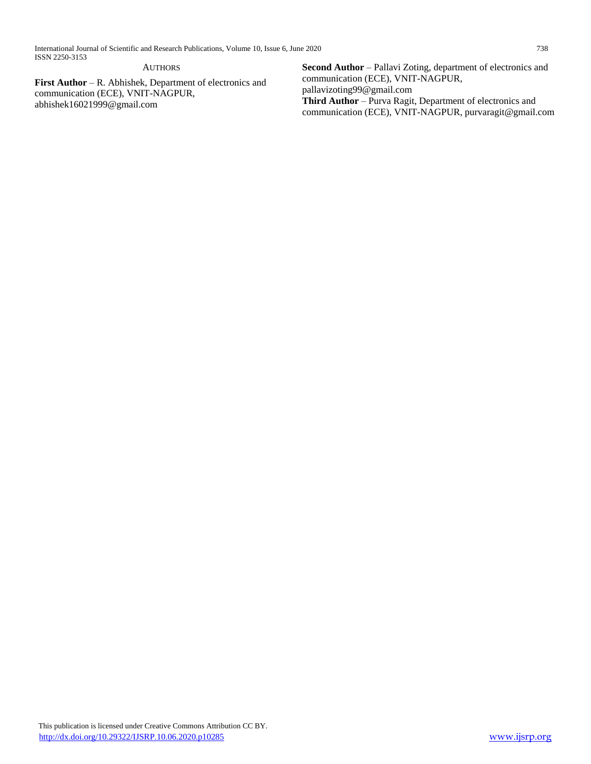## AUTHORS

**First Author** – R. Abhishek, Department of electronics and communication (ECE), VNIT-NAGPUR, abhishek16021999@gmail.com

**Second Author** – Pallavi Zoting, department of electronics and communication (ECE), VNIT-NAGPUR, pallavizoting99@gmail.com

**Third Author** – Purva Ragit, Department of electronics and communication (ECE), VNIT-NAGPUR, purvaragit@gmail.com